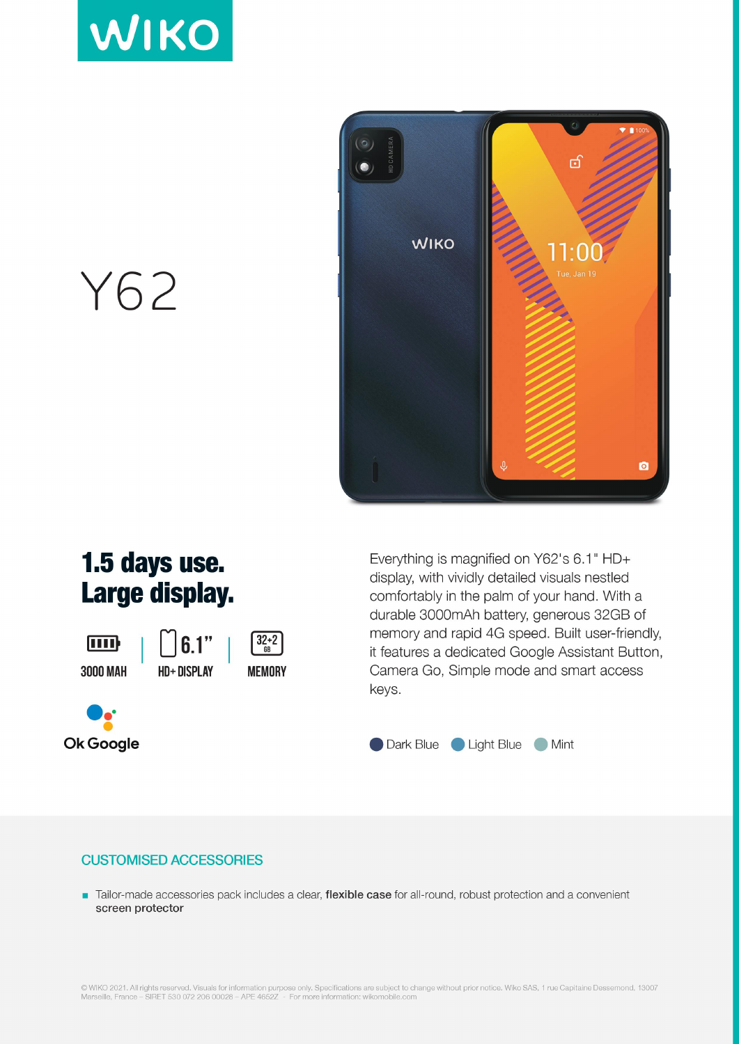# WIKO

# Y62

## 1.5 days use. Large display.

3000 MAH | 6.1" HD+ DISPLAY | 32+2 GB MEMORY

Ok Google

Everything is magnified on Y62's 6.1" HD+ display, with vividly detailed visuals nestled comfortably in the palm of your hand. With a durable 3000mAh battery, generous 32GB of memory and rapid 4G speed. Built user-friendly, it features a dedicated Google Assistant Button, Camera Go, Simple mode and smart access keys.

Dark Blue | Light Blue | Mint

## CUSTOMISED ACCESSORIES

- Tailor-made accessories pack includes a clear, **flexible case** for all-round, robust protection and a convenient **screen protector**

© WIKO 2021. All rights reserved. Visuals for information purpose only. Specifications are subject to change without prior notice. Wiko SAS, 1 rue Capitaine Dessemond, 13007 Marseille, France – SIRET 530 072 206 00028 – APE 4652Z - For more information: wikomobile.com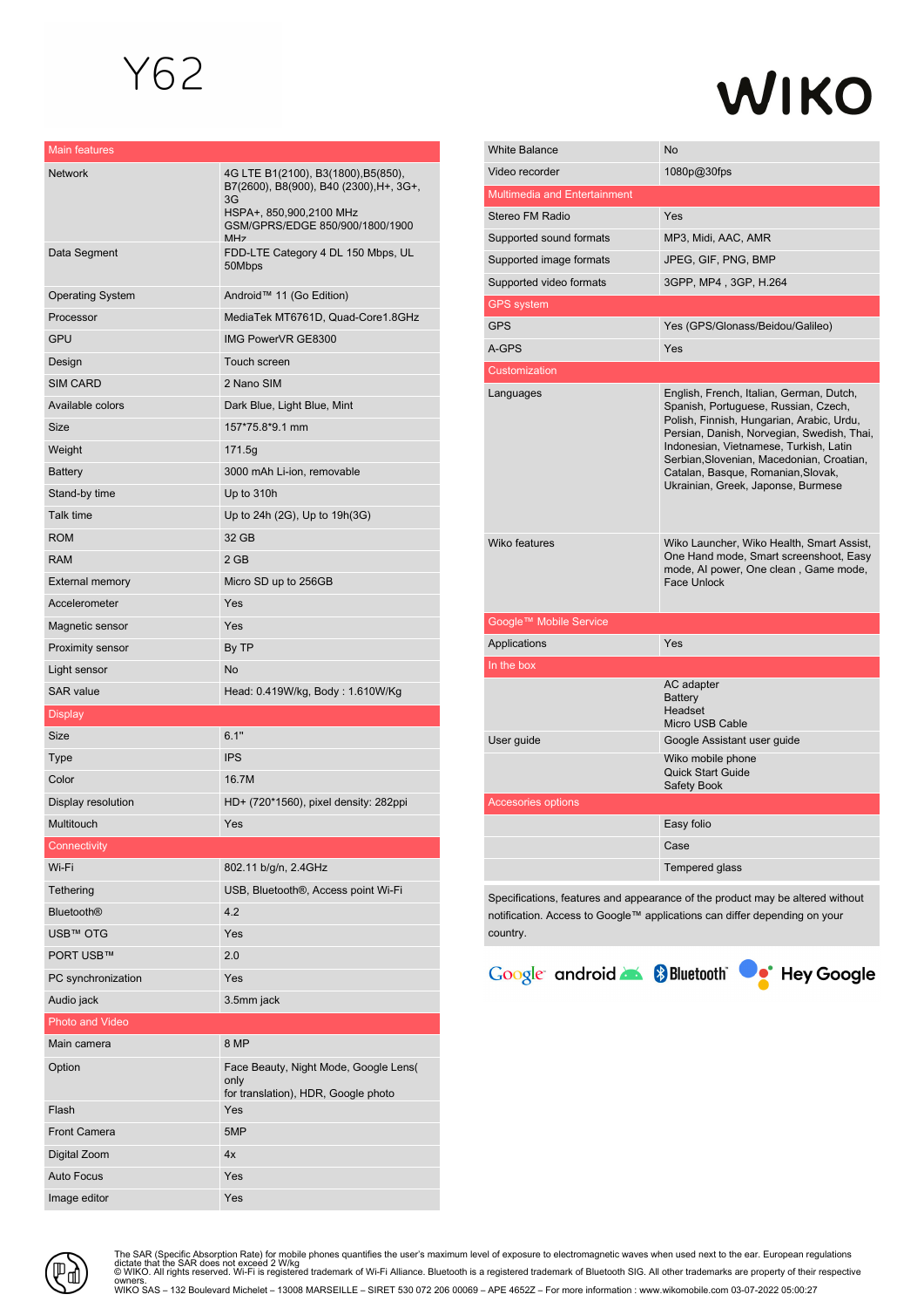# Y62

WIKO

| | |
|---|---|
| **Main features** | |
| Network | 4G LTE B1(2100), B3(1800),B5(850), B7(2600), B8(900), B40 (2300),H+, 3G+, 3G HSPA+, 850,900,2100 MHz GSM/GPRS/EDGE 850/900/1800/1900 MHz |
| Data Segment | FDD-LTE Category 4 DL 150 Mbps, UL 50Mbps |
| Operating System | Android™ 11 (Go Edition) |
| Processor | MediaTek MT6761D, Quad-Core1.8GHz |
| GPU | IMG PowerVR GE8300 |
| Design | Touch screen |
| SIM CARD | 2 Nano SIM |
| Available colors | Dark Blue, Light Blue, Mint |
| Size | 157*75.8*9.1 mm |
| Weight | 171.5g |
| Battery | 3000 mAh Li-ion, removable |
| Stand-by time | Up to 310h |
| Talk time | Up to 24h (2G), Up to 19h(3G) |
| ROM | 32 GB |
| RAM | 2 GB |
| External memory | Micro SD up to 256GB |
| Accelerometer | Yes |
| Magnetic sensor | Yes |
| Proximity sensor | By TP |
| Light sensor | No |
| SAR value | Head: 0.419W/kg, Body : 1.610W/Kg |
| **Display** | |
| Size | 6.1" |
| Type | IPS |
| Color | 16.7M |
| Display resolution | HD+ (720*1560), pixel density: 282ppi |
| Multitouch | Yes |
| **Connectivity** | |
| Wi-Fi | 802.11 b/g/n, 2.4GHz |
| Tethering | USB, Bluetooth®, Access point Wi-Fi |
| Bluetooth® | 4.2 |
| USB™ OTG | Yes |
| PORT USB™ | 2.0 |
| PC synchronization | Yes |
| Audio jack | 3.5mm jack |
| **Photo and Video** | |
| Main camera | 8 MP |
| Option | Face Beauty, Night Mode, Google Lens( only for translation), HDR, Google photo |
| Flash | Yes |
| Front Camera | 5MP |
| Digital Zoom | 4x |
| Auto Focus | Yes |
| Image editor | Yes |
| White Balance | No |
| Video recorder | 1080p@30fps |
| **Multimedia and Entertainment** | |
| Stereo FM Radio | Yes |
| Supported sound formats | MP3, Midi, AAC, AMR |
| Supported image formats | JPEG, GIF, PNG, BMP |
| Supported video formats | 3GPP, MP4 , 3GP, H.264 |
| **GPS system** | |
| GPS | Yes (GPS/Glonass/Beidou/Galileo) |
| A-GPS | Yes |
| **Customization** | |
| Languages | English, French, Italian, German, Dutch, Spanish, Portuguese, Russian, Czech, Polish, Finnish, Hungarian, Arabic, Urdu, Persian, Danish, Norvegian, Swedish, Thai, Indonesian, Vietnamese, Turkish, Latin Serbian,Slovenian, Macedonian, Croatian, Catalan, Basque, Romanian,Slovak, Ukrainian, Greek, Japonese, Burmese |
| Wiko features | Wiko Launcher, Wiko Health, Smart Assist, One Hand mode, Smart screenshoot, Easy mode, AI power, One clean , Game mode, Face Unlock |
| **Google™ Mobile Service** | |
| Applications | Yes |
| **In the box** | |
| | AC adapter<br>Battery<br>Headset<br>Micro USB Cable |
| User guide | Google Assistant user guide |
| | Wiko mobile phone<br>Quick Start Guide<br>Safety Book |
| **Accesories options** | |
| | Easy folio |
| | Case |
| | Tempered glass |

Specifications, features and appearance of the product may be altered without notification. Access to Google™ applications can differ depending on your country.

Google android Bluetooth Hey Google

The SAR (Specific Absorption Rate) for mobile phones quantifies the user's maximum level of exposure to electromagnetic waves when used next to the ear. European regulations dictate that the SAR does not exceed 2 W/kg
© WIKO. All rights reserved. Wi-Fi is registered trademark of Wi-Fi Alliance. Bluetooth is a registered trademark of Bluetooth SIG. All other trademarks are property of their respective owners.
WIKO SAS – 132 Boulevard Michelet – 13008 MARSEILLE – SIRET 530 072 206 00069 – APE 4652Z – For more information : www.wikomobile.com 03-07-2022 05:00:27